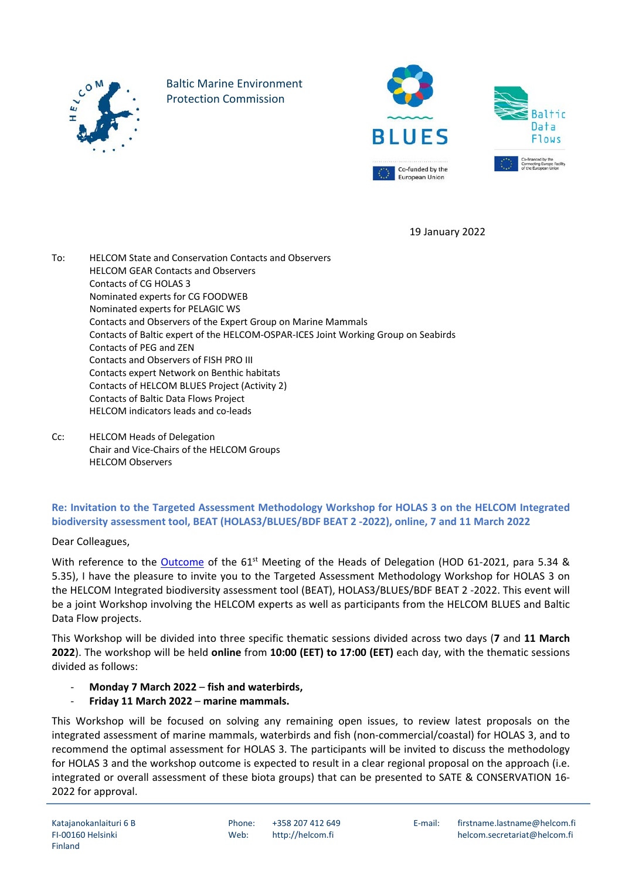Baltic Marine Environment Protection Commission

19 January 2022

To: HELCOM State and Conservation Contacts and Observers
HELCOM GEAR Contacts and Observers
Contacts of CG HOLAS 3
Nominated experts for CG FOODWEB
Nominated experts for PELAGIC WS
Contacts and Observers of the Expert Group on Marine Mammals
Contacts of Baltic expert of the HELCOM-OSPAR-ICES Joint Working Group on Seabirds
Contacts of PEG and ZEN
Contacts and Observers of FISH PRO III
Contacts expert Network on Benthic habitats
Contacts of HELCOM BLUES Project (Activity 2)
Contacts of Baltic Data Flows Project
HELCOM indicators leads and co-leads

Cc: HELCOM Heads of Delegation
Chair and Vice-Chairs of the HELCOM Groups
HELCOM Observers

**Re: Invitation to the Targeted Assessment Methodology Workshop for HOLAS 3 on the HELCOM Integrated biodiversity assessment tool, BEAT (HOLAS3/BLUES/BDF BEAT 2 -2022), online, 7 and 11 March 2022**

Dear Colleagues,

With reference to the Outcome of the 61st Meeting of the Heads of Delegation (HOD 61-2021, para 5.34 & 5.35), I have the pleasure to invite you to the Targeted Assessment Methodology Workshop for HOLAS 3 on the HELCOM Integrated biodiversity assessment tool (BEAT), HOLAS3/BLUES/BDF BEAT 2 -2022. This event will be a joint Workshop involving the HELCOM experts as well as participants from the HELCOM BLUES and Baltic Data Flow projects.

This Workshop will be divided into three specific thematic sessions divided across two days (**7** and **11 March 2022**). The workshop will be held **online** from **10:00 (EET) to 17:00 (EET)** each day, with the thematic sessions divided as follows:

- **Monday 7 March 2022** – **fish and waterbirds,**
- **Friday 11 March 2022** – **marine mammals.**

This Workshop will be focused on solving any remaining open issues, to review latest proposals on the integrated assessment of marine mammals, waterbirds and fish (non-commercial/coastal) for HOLAS 3, and to recommend the optimal assessment for HOLAS 3. The participants will be invited to discuss the methodology for HOLAS 3 and the workshop outcome is expected to result in a clear regional proposal on the approach (i.e. integrated or overall assessment of these biota groups) that can be presented to SATE & CONSERVATION 16-2022 for approval.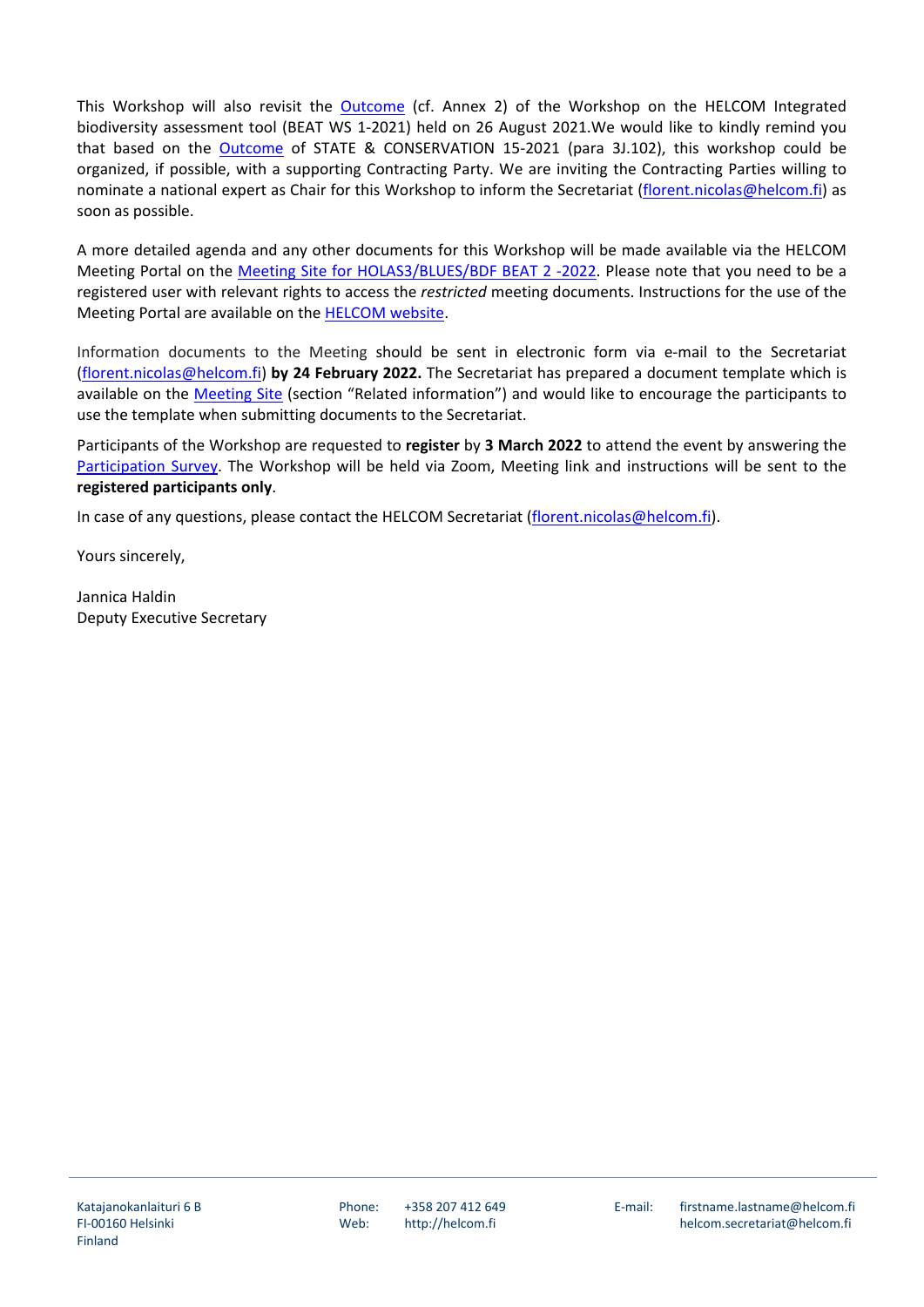This Workshop will also revisit the Outcome (cf. Annex 2) of the Workshop on the HELCOM Integrated biodiversity assessment tool (BEAT WS 1-2021) held on 26 August 2021.We would like to kindly remind you that based on the Outcome of STATE & CONSERVATION 15-2021 (para 3J.102), this workshop could be organized, if possible, with a supporting Contracting Party. We are inviting the Contracting Parties willing to nominate a national expert as Chair for this Workshop to inform the Secretariat (florent.nicolas@helcom.fi) as soon as possible.

A more detailed agenda and any other documents for this Workshop will be made available via the HELCOM Meeting Portal on the Meeting Site for HOLAS3/BLUES/BDF BEAT 2 -2022. Please note that you need to be a registered user with relevant rights to access the *restricted* meeting documents. Instructions for the use of the Meeting Portal are available on the HELCOM website.

Information documents to the Meeting should be sent in electronic form via e-mail to the Secretariat (florent.nicolas@helcom.fi) **by 24 February 2022.** The Secretariat has prepared a document template which is available on the Meeting Site (section "Related information") and would like to encourage the participants to use the template when submitting documents to the Secretariat.

Participants of the Workshop are requested to **register** by **3 March 2022** to attend the event by answering the Participation Survey. The Workshop will be held via Zoom, Meeting link and instructions will be sent to the **registered participants only**.

In case of any questions, please contact the HELCOM Secretariat (florent.nicolas@helcom.fi).

Yours sincerely,

Jannica Haldin
Deputy Executive Secretary

Katajanokanlaituri 6 B
FI-00160 Helsinki
Finland

Phone: +358 207 412 649
Web: http://helcom.fi

E-mail: firstname.lastname@helcom.fi
helcom.secretariat@helcom.fi